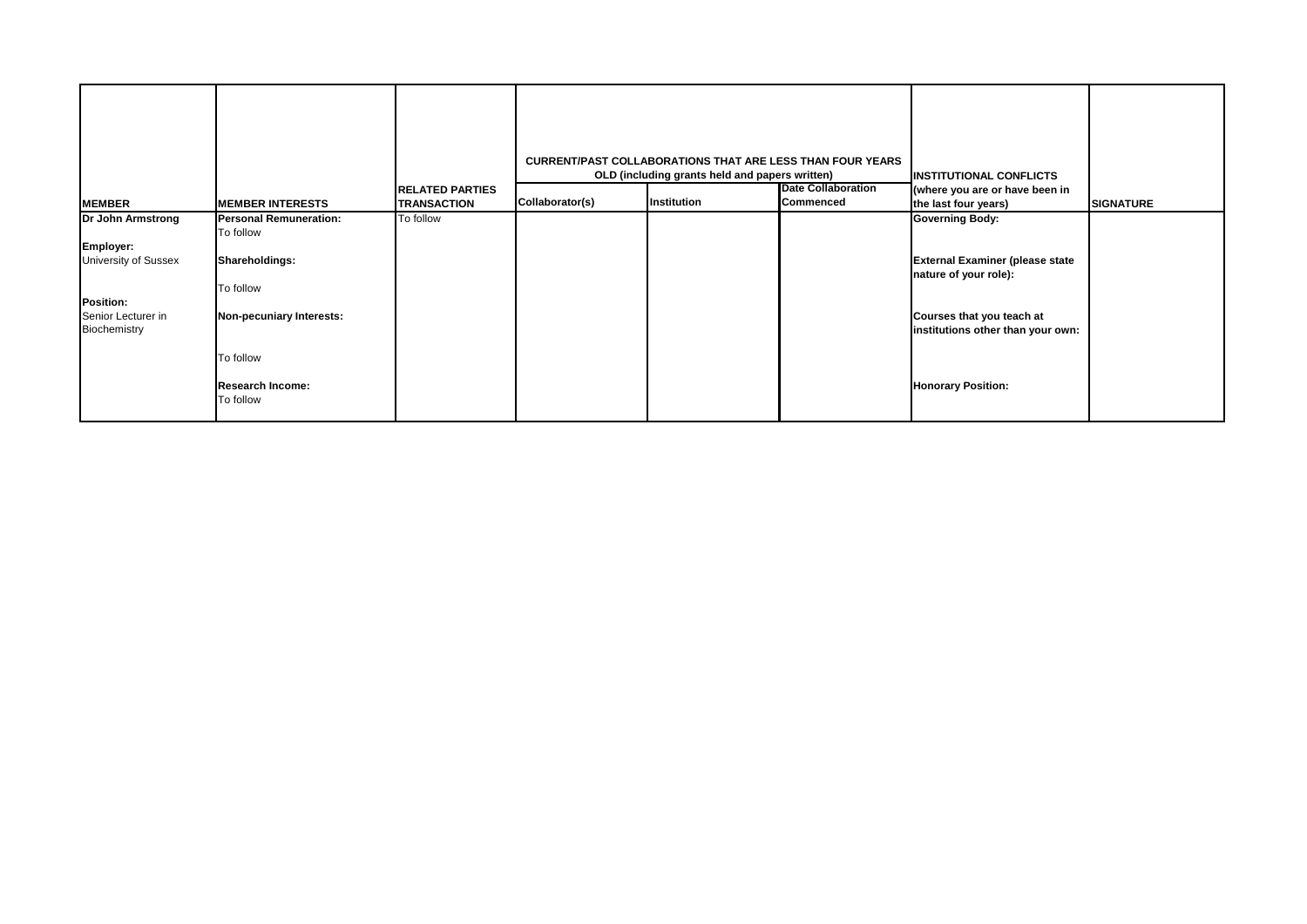| MEMBER | MEMBER INTERESTS | RELATED PARTIES TRANSACTION | CURRENT/PAST COLLABORATIONS THAT ARE LESS THAN FOUR YEARS OLD (including grants held and papers written) | | | INSTITUTIONAL CONFLICTS (where you are or have been in the last four years) | SIGNATURE |
|---|---|---|---|---|---|---|---|
| | | | Collaborator(s) | Institution | Date Collaboration Commenced | | |
| **Dr John Armstrong**<br><br>**Employer:**<br>University of Sussex<br><br>**Position:**<br>Senior Lecturer in Biochemistry | **Personal Remuneration:**<br>To follow<br><br>**Shareholdings:**<br><br>To follow<br><br>**Non-pecuniary Interests:**<br><br>To follow<br><br>**Research Income:**<br>To follow | To follow | | | | **Governing Body:**<br><br>**External Examiner (please state nature of your role):**<br><br>**Courses that you teach at institutions other than your own:**<br><br>**Honorary Position:** | |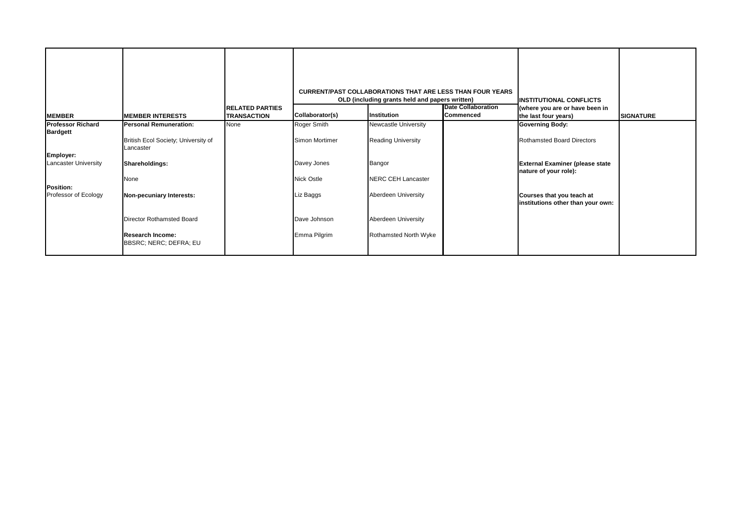| MEMBER | MEMBER INTERESTS | RELATED PARTIES TRANSACTION | CURRENT/PAST COLLABORATIONS THAT ARE LESS THAN FOUR YEARS OLD (including grants held and papers written) | | | INSTITUTIONAL CONFLICTS (where you are or have been in the last four years) | SIGNATURE |
|---|---|---|---|---|---|---|---|
| | | | Collaborator(s) | Institution | Date Collaboration Commenced | | |
| **Professor Richard Bardgett** | **Personal Remuneration:** | None | Roger Smith | Newcastle University | | **Governing Body:** | |
| | British Ecol Society; University of Lancaster | | Simon Mortimer | Reading University | | Rothamsted Board Directors | |
| **Employer:** Lancaster University | **Shareholdings:** | | Davey Jones | Bangor | | **External Examiner (please state nature of your role):** | |
| | None | | Nick Ostle | NERC CEH Lancaster | | | |
| **Position:** Professor of Ecology | **Non-pecuniary Interests:** | | Liz Baggs | Aberdeen University | | **Courses that you teach at institutions other than your own:** | |
| | Director Rothamsted Board | | Dave Johnson | Aberdeen University | | | |
| | **Research Income:** BBSRC; NERC; DEFRA; EU | | Emma Pilgrim | Rothamsted North Wyke | | | |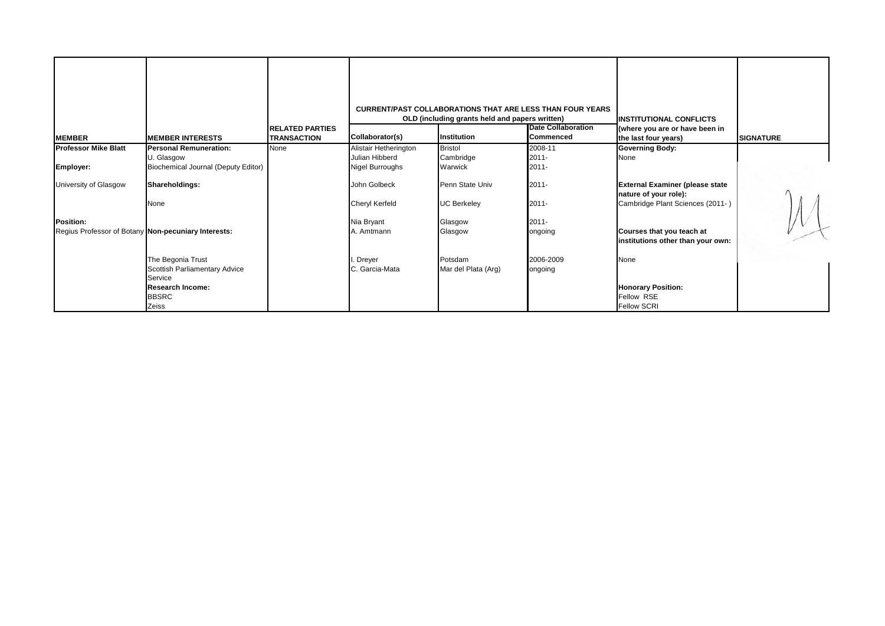| MEMBER | MEMBER INTERESTS | RELATED PARTIES TRANSACTION | CURRENT/PAST COLLABORATIONS THAT ARE LESS THAN FOUR YEARS OLD (including grants held and papers written) | | | INSTITUTIONAL CONFLICTS (where you are or have been in the last four years) | SIGNATURE |
|---|---|---|---|---|---|---|---|
| | | | **Collaborator(s)** | **Institution** | **Date Collaboration Commenced** | | |
| **Professor Mike Blatt** | **Personal Remuneration:** | None | Alistair Hetherington | Bristol | 2008-11 | **Governing Body:** | |
| | U. Glasgow | | Julian Hibberd | Cambridge | 2011- | None | |
| **Employer:** | Biochemical Journal (Deputy Editor) | | Nigel Burroughs | Warwick | 2011- | | |
| University of Glasgow | **Shareholdings:** | | John Golbeck | Penn State Univ | 2011- | **External Examiner (please state nature of your role):** | |
| | None | | Cheryl Kerfeld | UC Berkeley | 2011- | Cambridge Plant Sciences (2011- ) | |
| **Position:** | | | Nia Bryant | Glasgow | 2011- | | |
| Regius Professor of Botany | **Non-pecuniary Interests:** | | A. Amtmann | Glasgow | ongoing | **Courses that you teach at institutions other than your own:** | |
| | The Begonia Trust | | I. Dreyer | Potsdam | 2006-2009 | None | |
| | Scottish Parliamentary Advice Service | | C. Garcia-Mata | Mar del Plata (Arg) | ongoing | | |
| | **Research Income:** | | | | | **Honorary Position:** | |
| | BBSRC | | | | | Fellow RSE | |
| | Zeiss | | | | | Fellow SCRI | |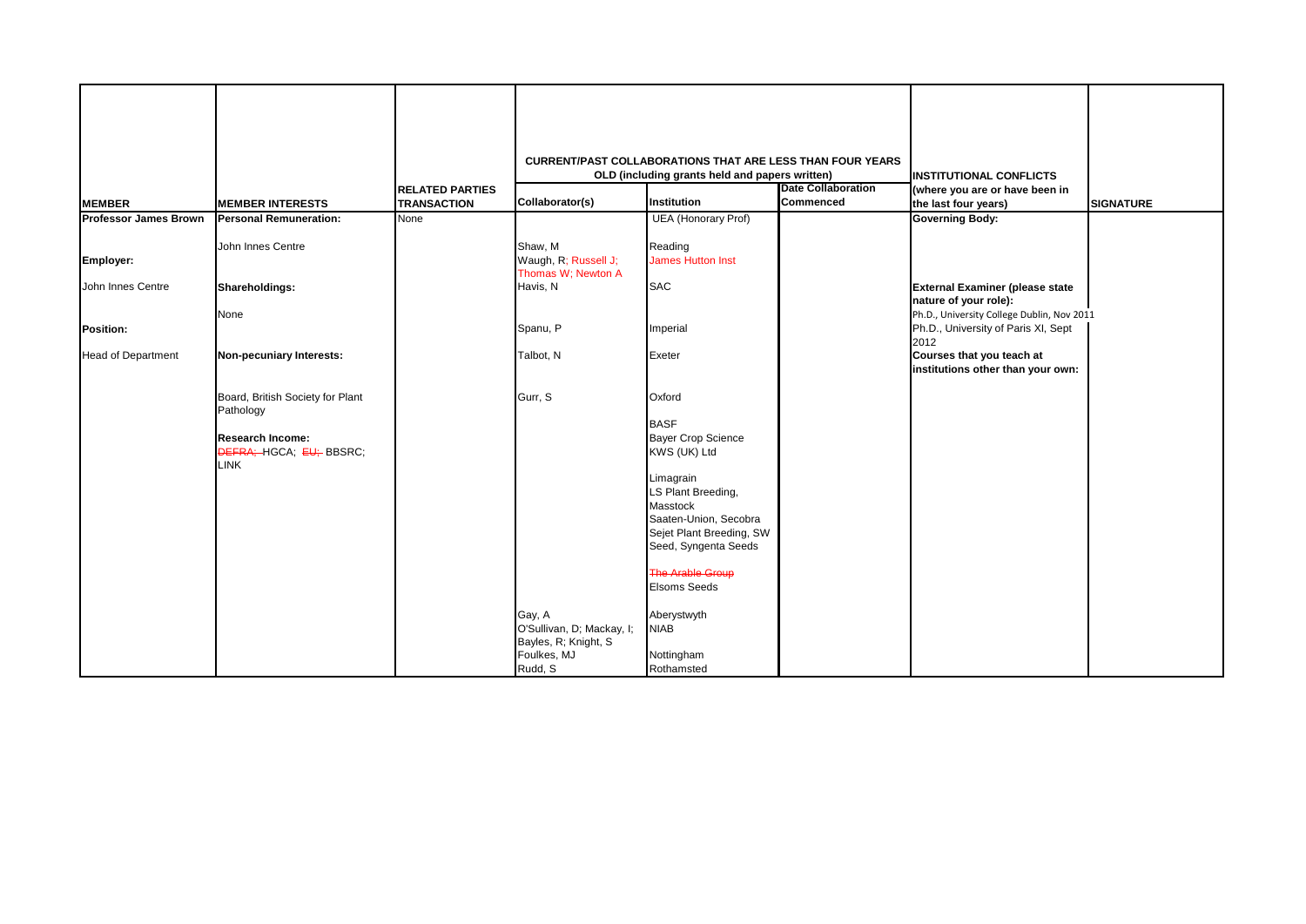| MEMBER | MEMBER INTERESTS | RELATED PARTIES TRANSACTION | CURRENT/PAST COLLABORATIONS THAT ARE LESS THAN FOUR YEARS OLD (including grants held and papers written) Collaborator(s) | Institution | Date Collaboration Commenced | INSTITUTIONAL CONFLICTS (where you are or have been in the last four years) | SIGNATURE |
|---|---|---|---|---|---|---|---|
| **Professor James Brown** | **Personal Remuneration:** | None | | UEA (Honorary Prof) | | **Governing Body:** | |
| | John Innes Centre | | Shaw, M | Reading | | | |
| **Employer:** | | | Waugh, R; Russell J; Thomas W; Newton A | James Hutton Inst | | | |
| John Innes Centre | **Shareholdings:** | | Havis, N | SAC | | **External Examiner (please state nature of your role):** | |
| | None | | | | | Ph.D., University College Dublin, Nov 2011 | |
| **Position:** | | | Spanu, P | Imperial | | Ph.D., University of Paris XI, Sept 2012 | |
| Head of Department | **Non-pecuniary Interests:** | | Talbot, N | Exeter | | **Courses that you teach at institutions other than your own:** | |
| | Board, British Society for Plant Pathology | | Gurr, S | Oxford | | | |
| | **Research Income:** ~~DEFRA;~~ HGCA; ~~EU;~~ BBSRC; LINK | | | BASF<br>Bayer Crop Science<br>KWS (UK) Ltd | | | |
| | | | | Limagrain<br>LS Plant Breeding, Masstock<br>Saaten-Union, Secobra<br>Sejet Plant Breeding, SW Seed, Syngenta Seeds | | | |
| | | | | ~~The Arable Group~~<br>Elsoms Seeds | | | |
| | | | Gay, A | Aberystwyth | | | |
| | | | O'Sullivan, D; Mackay, I; Bayles, R; Knight, S | NIAB | | | |
| | | | Foulkes, MJ | Nottingham | | | |
| | | | Rudd, S | Rothamsted | | | |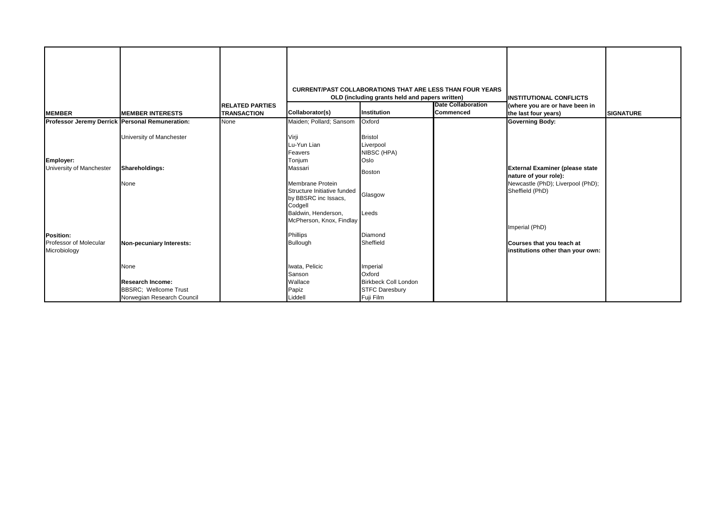| MEMBER | MEMBER INTERESTS | RELATED PARTIES TRANSACTION | CURRENT/PAST COLLABORATIONS THAT ARE LESS THAN FOUR YEARS OLD (including grants held and papers written) Collaborator(s) | Institution | Date Collaboration Commenced | INSTITUTIONAL CONFLICTS (where you are or have been in the last four years) | SIGNATURE |
|---|---|---|---|---|---|---|---|
| **Professor Jeremy Derrick** | **Personal Remuneration:** | None | Maiden; Pollard; Sansom | Oxford | | **Governing Body:** | |
| | University of Manchester | | Virji | Bristol | | | |
| | | | Lu-Yun Lian | Liverpool | | | |
| | | | Feavers | NIBSC (HPA) | | | |
| **Employer:** | | | Tonjum | Oslo | | | |
| University of Manchester | **Shareholdings:** | | Massari | Boston | | **External Examiner (please state nature of your role):** | |
| | None | | Membrane Protein Structure Initiative funded by BBSRC inc Issacs, Codgell | Glasgow | | Newcastle (PhD); Liverpool (PhD); Sheffield (PhD) | |
| | | | Baldwin, Henderson, McPherson, Knox, Findlay | Leeds | | | |
| | | | | | | Imperial (PhD) | |
| **Position:** | | | Phillips | Diamond | | | |
| Professor of Molecular Microbiology | **Non-pecuniary Interests:** | | Bullough | Sheffield | | **Courses that you teach at institutions other than your own:** | |
| | None | | Iwata, Pelicic | Imperial | | | |
| | | | Sanson | Oxford | | | |
| | **Research Income:** | | Wallace | Birkbeck Coll London | | | |
| | BBSRC; Wellcome Trust | | Papiz | STFC Daresbury | | | |
| | Norwegian Research Council | | Liddell | Fuji Film | | | |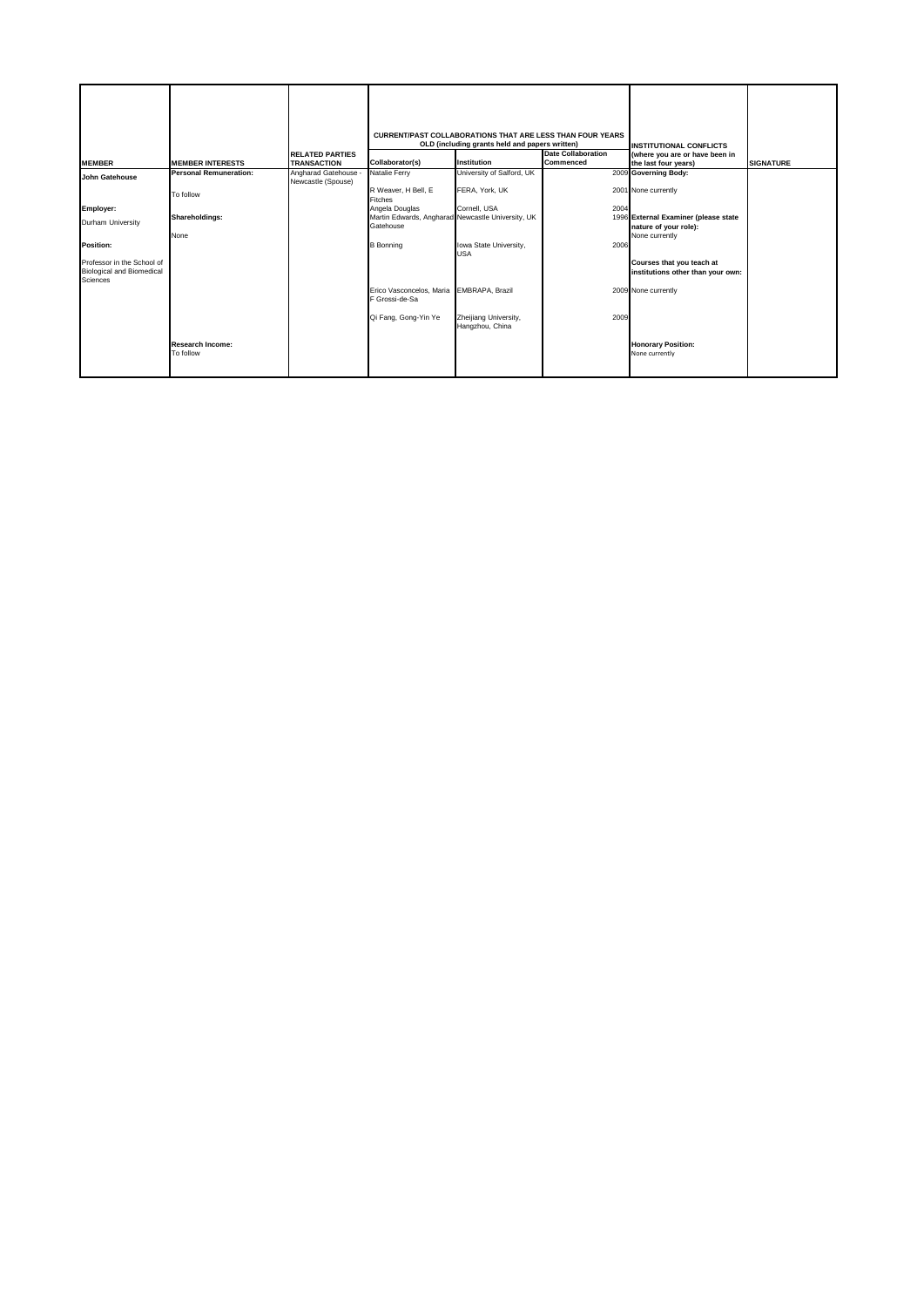| MEMBER | MEMBER INTERESTS | RELATED PARTIES TRANSACTION | CURRENT/PAST COLLABORATIONS THAT ARE LESS THAN FOUR YEARS OLD (including grants held and papers written) Collaborator(s) | Institution | Date Collaboration Commenced | INSTITUTIONAL CONFLICTS (where you are or have been in the last four years) | SIGNATURE |
|---|---|---|---|---|---|---|---|
| **John Gatehouse** | **Personal Remuneration:** | Angharad Gatehouse - Newcastle (Spouse) | Natalie Ferry | University of Salford, UK | 2009 | **Governing Body:** | |
| | To follow | | R Weaver, H Bell, E Fitches | FERA, York, UK | 2001 | None currently | |
| **Employer:** | | | Angela Douglas | Cornell, USA | 2004 | | |
| Durham University | **Shareholdings:** | | Martin Edwards, Angharad Gatehouse | Newcastle University, UK | 1996 | **External Examiner (please state nature of your role):** | |
| | None | | | | | None currently | |
| **Position:** | | | B Bonning | Iowa State University, USA | 2006 | | |
| Professor in the School of Biological and Biomedical Sciences | | | | | | **Courses that you teach at institutions other than your own:** | |
| | | | Erico Vasconcelos, Maria F Grossi-de-Sa | EMBRAPA, Brazil | 2009 | None currently | |
| | | | Qi Fang, Gong-Yin Ye | Zheijiang University, Hangzhou, China | 2009 | | |
| | **Research Income:** | | | | | **Honorary Position:** | |
| | To follow | | | | | None currently | |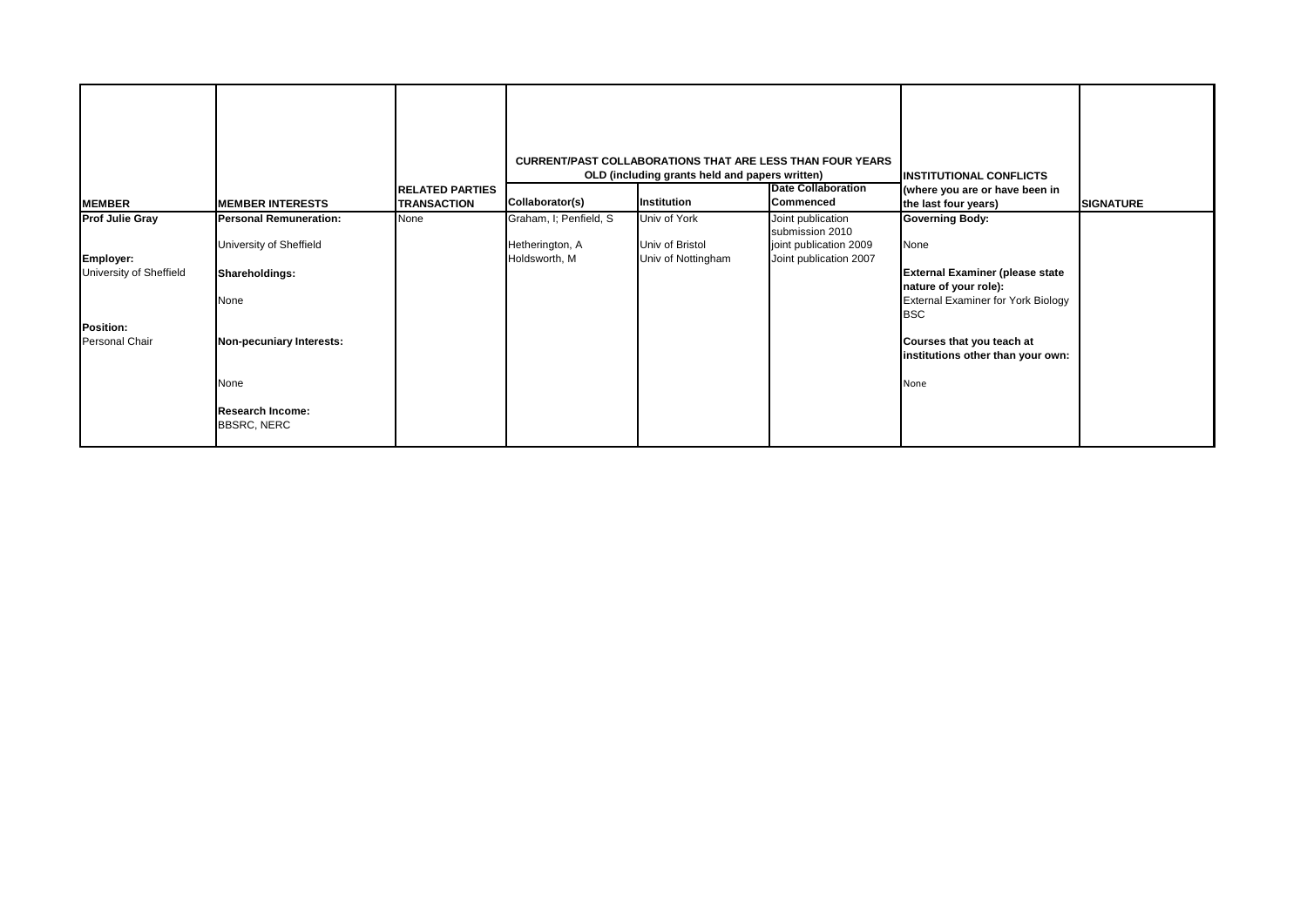| MEMBER | MEMBER INTERESTS | RELATED PARTIES TRANSACTION | CURRENT/PAST COLLABORATIONS THAT ARE LESS THAN FOUR YEARS OLD (including grants held and papers written) | | | INSTITUTIONAL CONFLICTS (where you are or have been in the last four years) | SIGNATURE |
|---|---|---|---|---|---|---|---|
| | | | Collaborator(s) | Institution | Date Collaboration Commenced | | |
| **Prof Julie Gray**<br><br>**Employer:**<br>University of Sheffield<br><br>**Position:**<br>Personal Chair | **Personal Remuneration:**<br><br>University of Sheffield<br><br>**Shareholdings:**<br><br>None<br><br>**Non-pecuniary Interests:**<br><br>None<br><br>**Research Income:**<br>BBSRC, NERC | None | Graham, I; Penfield, S<br><br>Hetherington, A<br>Holdsworth, M | Univ of York<br><br>Univ of Bristol<br>Univ of Nottingham | Joint publication submission 2010<br>joint publication 2009<br>Joint publication 2007 | **Governing Body:**<br><br>None<br><br>**External Examiner (please state nature of your role):**<br>External Examiner for York Biology BSC<br><br>**Courses that you teach at institutions other than your own:**<br><br>None | |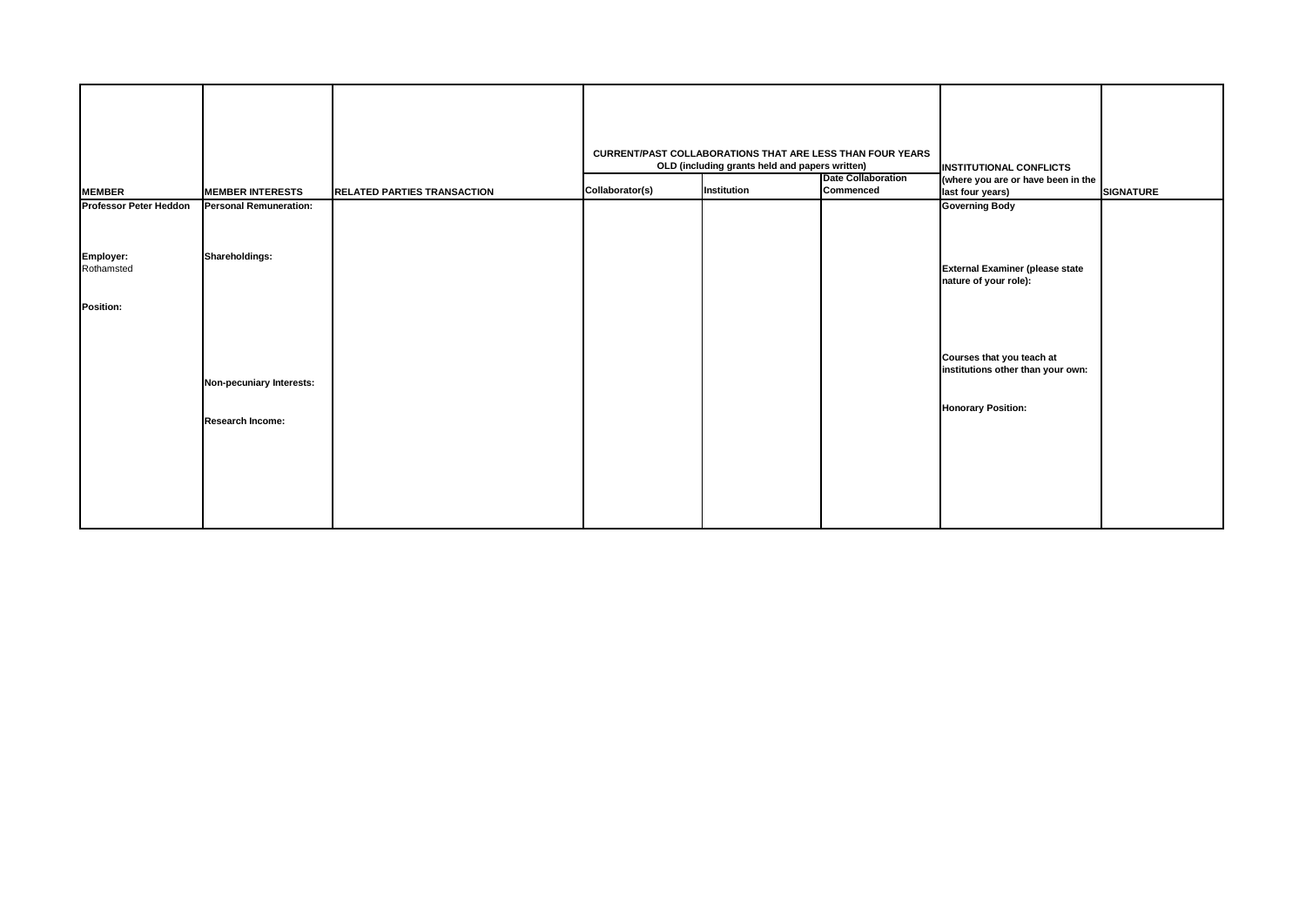| MEMBER | MEMBER INTERESTS | RELATED PARTIES TRANSACTION | CURRENT/PAST COLLABORATIONS THAT ARE LESS THAN FOUR YEARS OLD (including grants held and papers written) | | | INSTITUTIONAL CONFLICTS (where you are or have been in the last four years) | SIGNATURE |
|---|---|---|---|---|---|---|---|
| | | | Collaborator(s) | Institution | Date Collaboration Commenced | | |
| **Professor Peter Heddon**<br><br>**Employer:**<br>Rothamsted<br><br>**Position:** | **Personal Remuneration:**<br><br>**Shareholdings:**<br><br>**Non-pecuniary Interests:**<br><br>**Research Income:** | | | | | **Governing Body**<br><br>**External Examiner (please state nature of your role):**<br><br>**Courses that you teach at institutions other than your own:**<br><br>**Honorary Position:** | |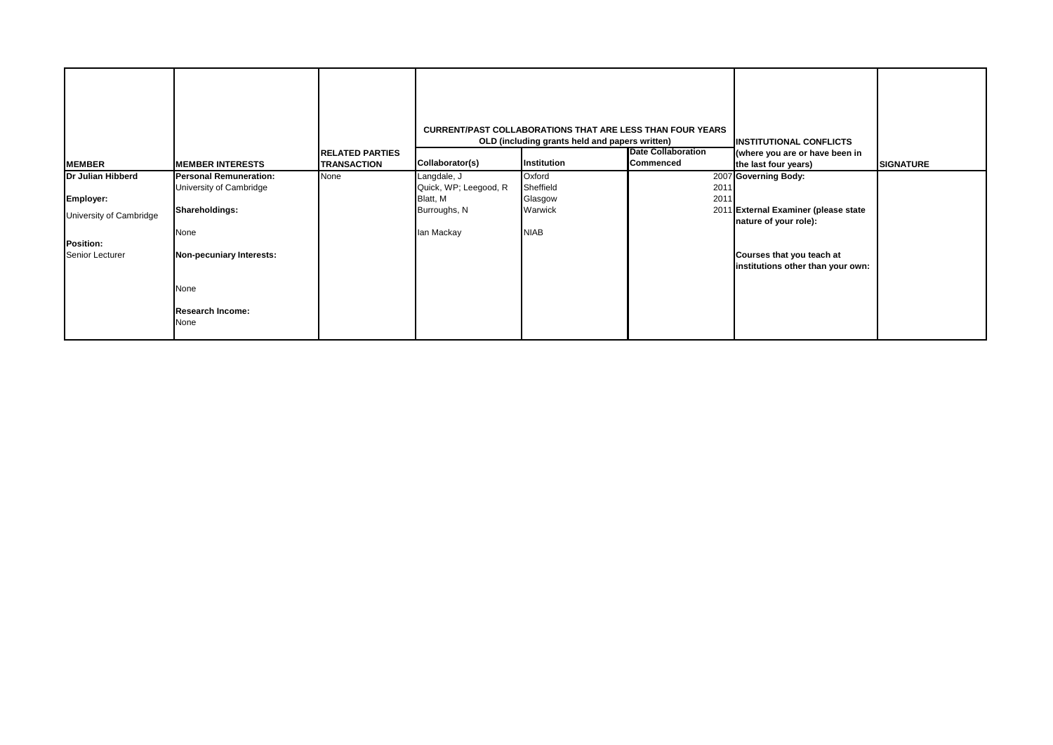| MEMBER | MEMBER INTERESTS | RELATED PARTIES TRANSACTION | CURRENT/PAST COLLABORATIONS THAT ARE LESS THAN FOUR YEARS OLD (including grants held and papers written) | | | INSTITUTIONAL CONFLICTS (where you are or have been in the last four years) | SIGNATURE |
|---|---|---|---|---|---|---|---|
| | | | Collaborator(s) | Institution | Date Collaboration Commenced | | |
| **Dr Julian Hibberd**<br><br>**Employer:**<br>University of Cambridge<br><br>**Position:**<br>Senior Lecturer | **Personal Remuneration:**<br>University of Cambridge<br><br>**Shareholdings:**<br>None<br><br>**Non-pecuniary Interests:**<br>None<br><br>**Research Income:**<br>None | None | Langdale, J<br>Quick, WP; Leegood, R<br>Blatt, M<br>Burroughs, N<br>Ian Mackay | Oxford<br>Sheffield<br>Glasgow<br>Warwick<br>NIAB | 2007<br>2011<br>2011<br>2011 | **Governing Body:**<br><br>**External Examiner (please state nature of your role):**<br><br>**Courses that you teach at institutions other than your own:** | |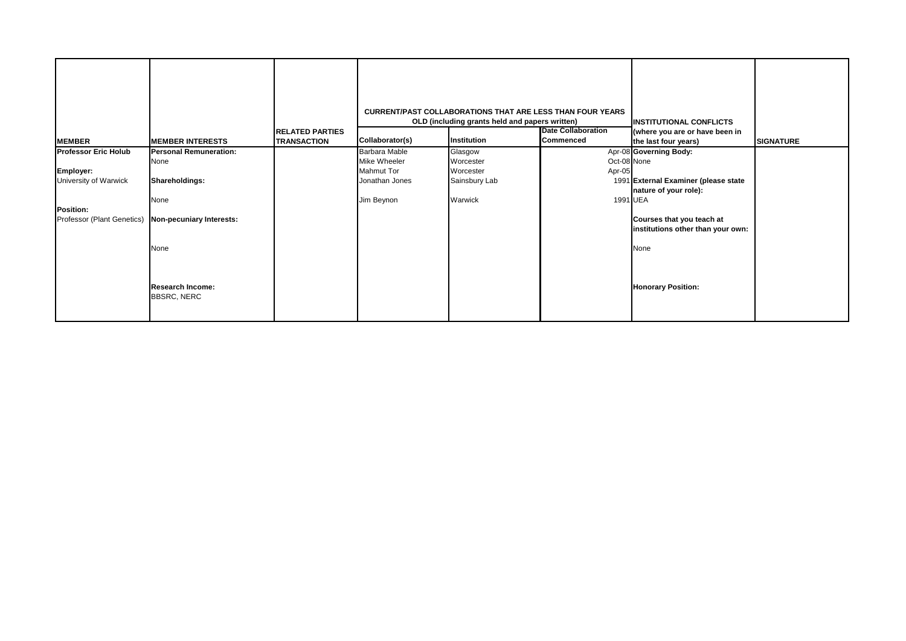| MEMBER | MEMBER INTERESTS | RELATED PARTIES TRANSACTION | CURRENT/PAST COLLABORATIONS THAT ARE LESS THAN FOUR YEARS OLD (including grants held and papers written) Collaborator(s) | Institution | Date Collaboration Commenced | INSTITUTIONAL CONFLICTS (where you are or have been in the last four years) | SIGNATURE |
|---|---|---|---|---|---|---|---|
| **Professor Eric Holub** | **Personal Remuneration:** | | Barbara Mable | Glasgow | Apr-08 | **Governing Body:** | |
| | None | | Mike Wheeler | Worcester | Oct-08 | None | |
| **Employer:** | | | Mahmut Tor | Worcester | Apr-05 | | |
| University of Warwick | **Shareholdings:** | | Jonathan Jones | Sainsbury Lab | 1991 | **External Examiner (please state nature of your role):** | |
| | None | | Jim Beynon | Warwick | 1991 | UEA | |
| **Position:** | | | | | | | |
| Professor (Plant Genetics) | **Non-pecuniary Interests:** | | | | | **Courses that you teach at institutions other than your own:** | |
| | None | | | | | None | |
| | **Research Income:** | | | | | **Honorary Position:** | |
| | BBSRC, NERC | | | | | | |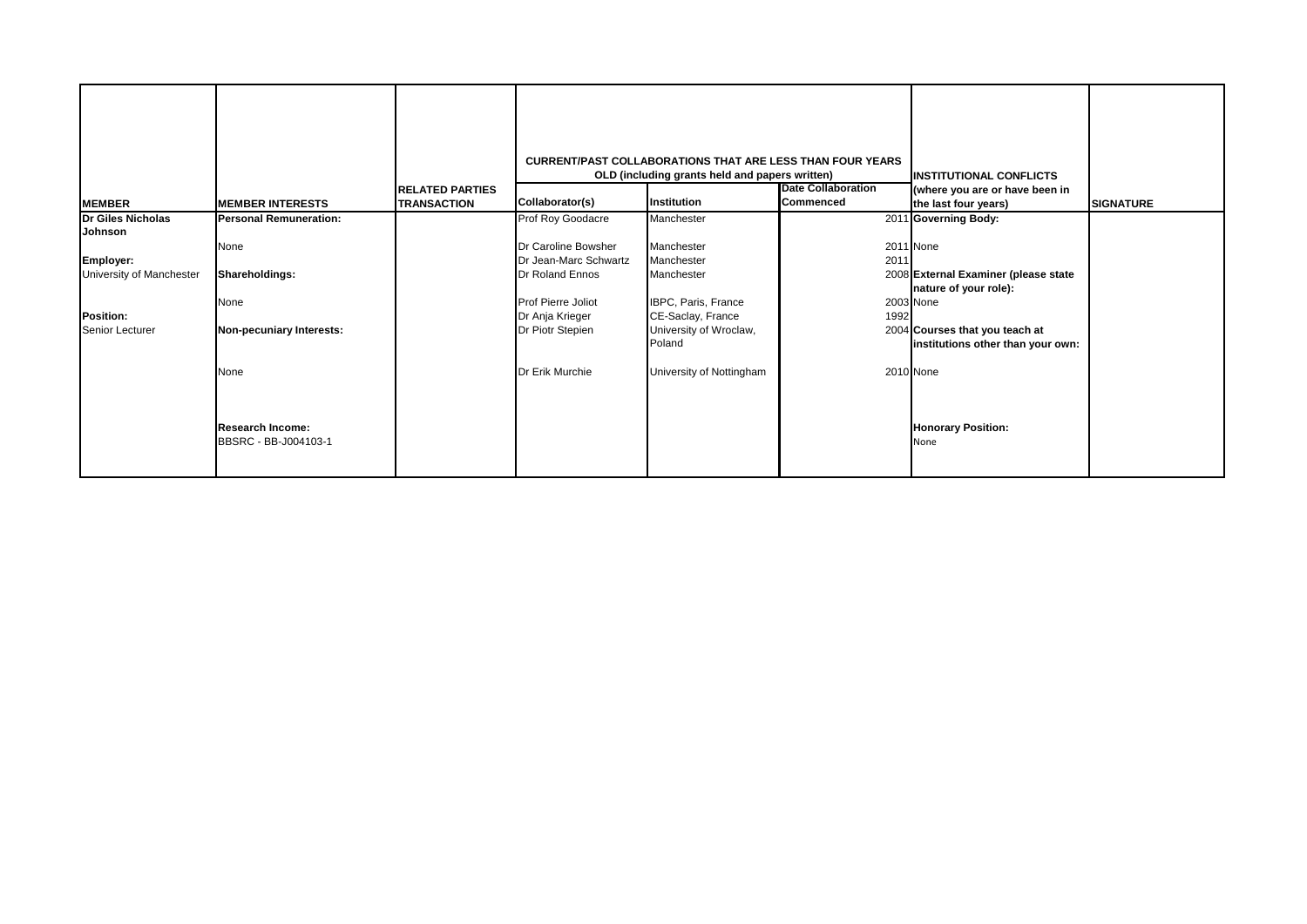| MEMBER | MEMBER INTERESTS | RELATED PARTIES TRANSACTION | CURRENT/PAST COLLABORATIONS THAT ARE LESS THAN FOUR YEARS OLD (including grants held and papers written) Collaborator(s) | Institution | Date Collaboration Commenced | INSTITUTIONAL CONFLICTS (where you are or have been in the last four years) | SIGNATURE |
|---|---|---|---|---|---|---|---|
| **Dr Giles Nicholas Johnson** | **Personal Remuneration:** | | Prof Roy Goodacre | Manchester | 2011 | **Governing Body:** | |
| | None | | Dr Caroline Bowsher | Manchester | 2011 | None | |
| **Employer:** | | | Dr Jean-Marc Schwartz | Manchester | 2011 | | |
| University of Manchester | **Shareholdings:** | | Dr Roland Ennos | Manchester | 2008 | **External Examiner (please state nature of your role):** | |
| | None | | Prof Pierre Joliot | IBPC, Paris, France | 2003 | None | |
| **Position:** | | | Dr Anja Krieger | CE-Saclay, France | 1992 | | |
| Senior Lecturer | **Non-pecuniary Interests:** | | Dr Piotr Stepien | University of Wroclaw, Poland | 2004 | **Courses that you teach at institutions other than your own:** | |
| | None | | Dr Erik Murchie | University of Nottingham | 2010 | None | |
| | **Research Income:** BBSRC - BB-J004103-1 | | | | | **Honorary Position:** None | |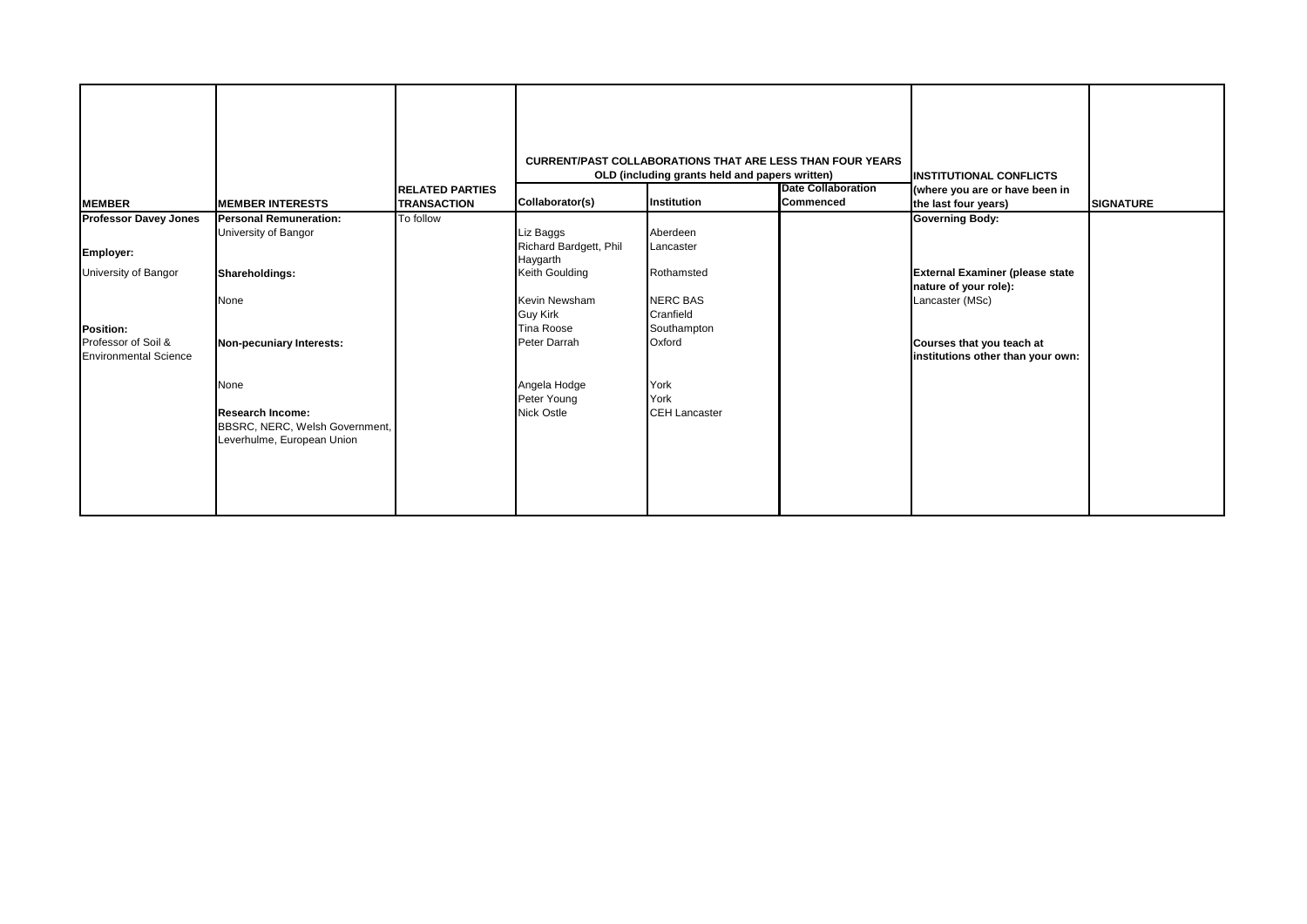| MEMBER | MEMBER INTERESTS | RELATED PARTIES TRANSACTION | CURRENT/PAST COLLABORATIONS THAT ARE LESS THAN FOUR YEARS OLD (including grants held and papers written) | | | INSTITUTIONAL CONFLICTS (where you are or have been in the last four years) | SIGNATURE |
|---|---|---|---|---|---|---|---|
| | | | **Collaborator(s)** | **Institution** | **Date Collaboration Commenced** | | |
| **Professor Davey Jones**<br><br>**Employer:**<br>University of Bangor<br><br>**Position:**<br>Professor of Soil & Environmental Science | **Personal Remuneration:**<br>University of Bangor<br><br>**Shareholdings:**<br>None<br><br>**Non-pecuniary Interests:**<br>None<br><br>**Research Income:**<br>BBSRC, NERC, Welsh Government, Leverhulme, European Union | To follow | Liz Baggs<br>Richard Bardgett, Phil Haygarth<br>Keith Goulding<br>Kevin Newsham<br>Guy Kirk<br>Tina Roose<br>Peter Darrah<br>Angela Hodge<br>Peter Young<br>Nick Ostle | Aberdeen<br>Lancaster<br>Rothamsted<br>NERC BAS<br>Cranfield<br>Southampton<br>Oxford<br>York<br>York<br>CEH Lancaster | | **Governing Body:**<br><br>**External Examiner (please state nature of your role):**<br>Lancaster (MSc)<br><br>**Courses that you teach at institutions other than your own:** | |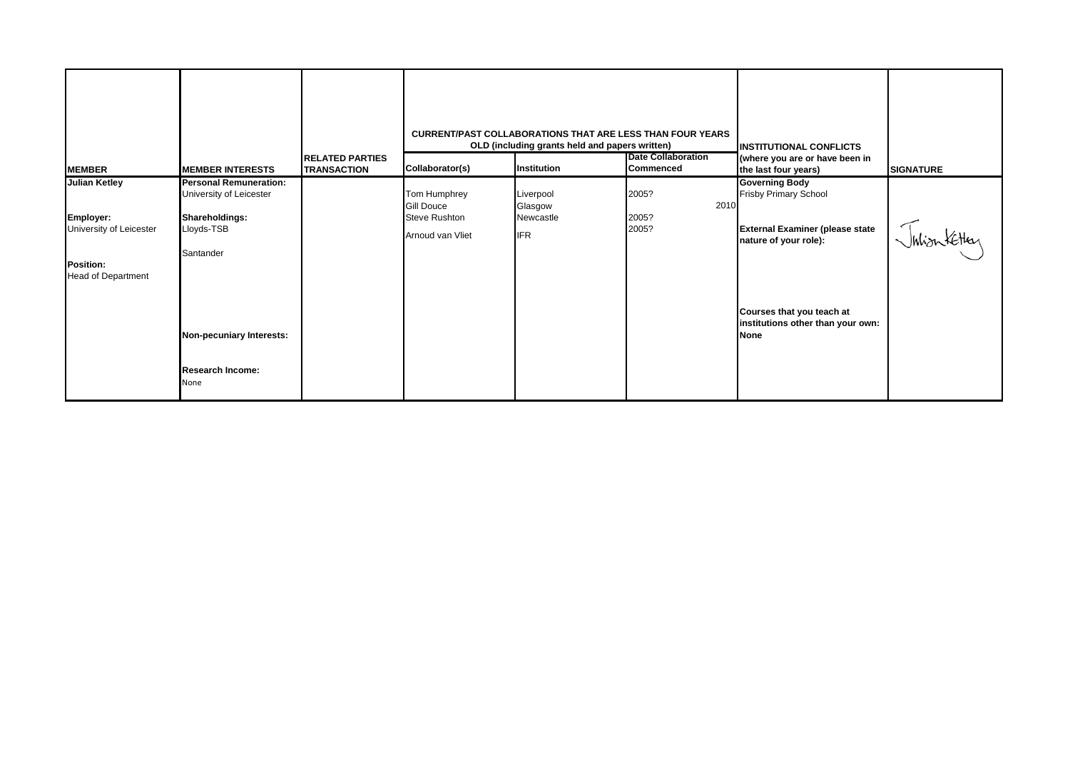| MEMBER | MEMBER INTERESTS | RELATED PARTIES TRANSACTION | CURRENT/PAST COLLABORATIONS THAT ARE LESS THAN FOUR YEARS OLD (including grants held and papers written) | | | INSTITUTIONAL CONFLICTS (where you are or have been in the last four years) | SIGNATURE |
|---|---|---|---|---|---|---|---|
| | | | **Collaborator(s)** | **Institution** | **Date Collaboration Commenced** | | |
| **Julian Ketley**<br><br>**Employer:**<br>University of Leicester<br><br>**Position:**<br>Head of Department | **Personal Remuneration:**<br>University of Leicester<br><br>**Shareholdings:**<br>Lloyds-TSB<br><br>Santander<br><br>**Non-pecuniary Interests:**<br><br>**Research Income:**<br>None | | Tom Humphrey<br>Gill Douce<br>Steve Rushton<br>Arnoud van Vliet | Liverpool<br>Glasgow<br>Newcastle<br>IFR | 2005?<br>2010<br>2005?<br>2005? | **Governing Body**<br>Frisby Primary School<br><br>**External Examiner (please state nature of your role):**<br><br>**Courses that you teach at institutions other than your own:**<br>**None** | Julian Ketley |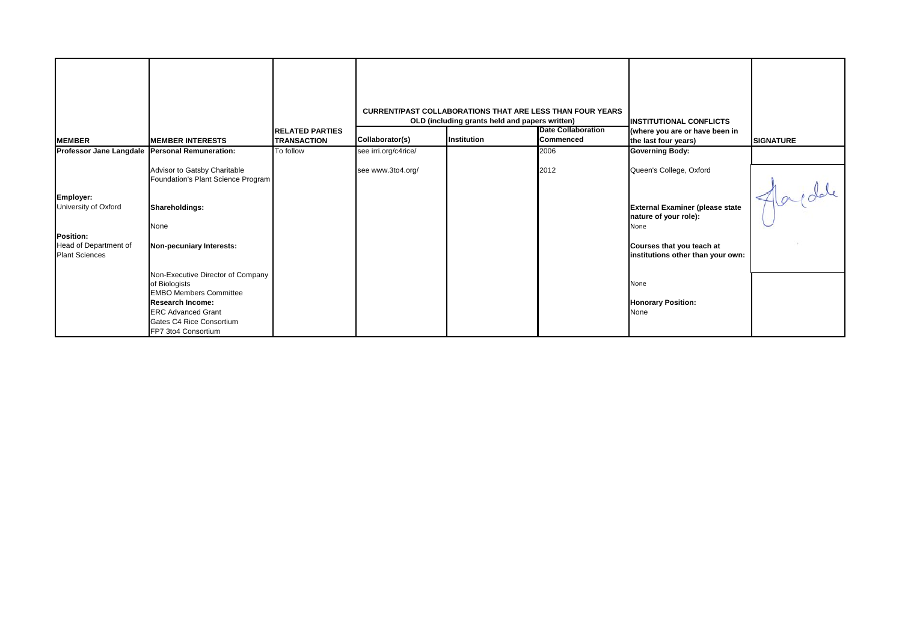| MEMBER | MEMBER INTERESTS | RELATED PARTIES TRANSACTION | CURRENT/PAST COLLABORATIONS THAT ARE LESS THAN FOUR YEARS OLD (including grants held and papers written) | | | INSTITUTIONAL CONFLICTS (where you are or have been in the last four years) | SIGNATURE |
|---|---|---|---|---|---|---|---|
| | | | Collaborator(s) | Institution | Date Collaboration Commenced | | |
| **Professor Jane Langdale** | **Personal Remuneration:** | To follow | see irri.org/c4rice/ | | 2006 | **Governing Body:** | |
| | Advisor to Gatsby Charitable Foundation's Plant Science Program | | see www.3to4.org/ | | 2012 | Queen's College, Oxford | |
| **Employer:** University of Oxford | **Shareholdings:** None | | | | | **External Examiner (please state nature of your role):** None | |
| **Position:** Head of Department of Plant Sciences | **Non-pecuniary Interests:** | | | | | **Courses that you teach at institutions other than your own:** | |
| | Non-Executive Director of Company of Biologists<br>EMBO Members Committee | | | | | None | |
| | **Research Income:**<br>ERC Advanced Grant<br>Gates C4 Rice Consortium<br>FP7 3to4 Consortium | | | | | **Honorary Position:**<br>None | |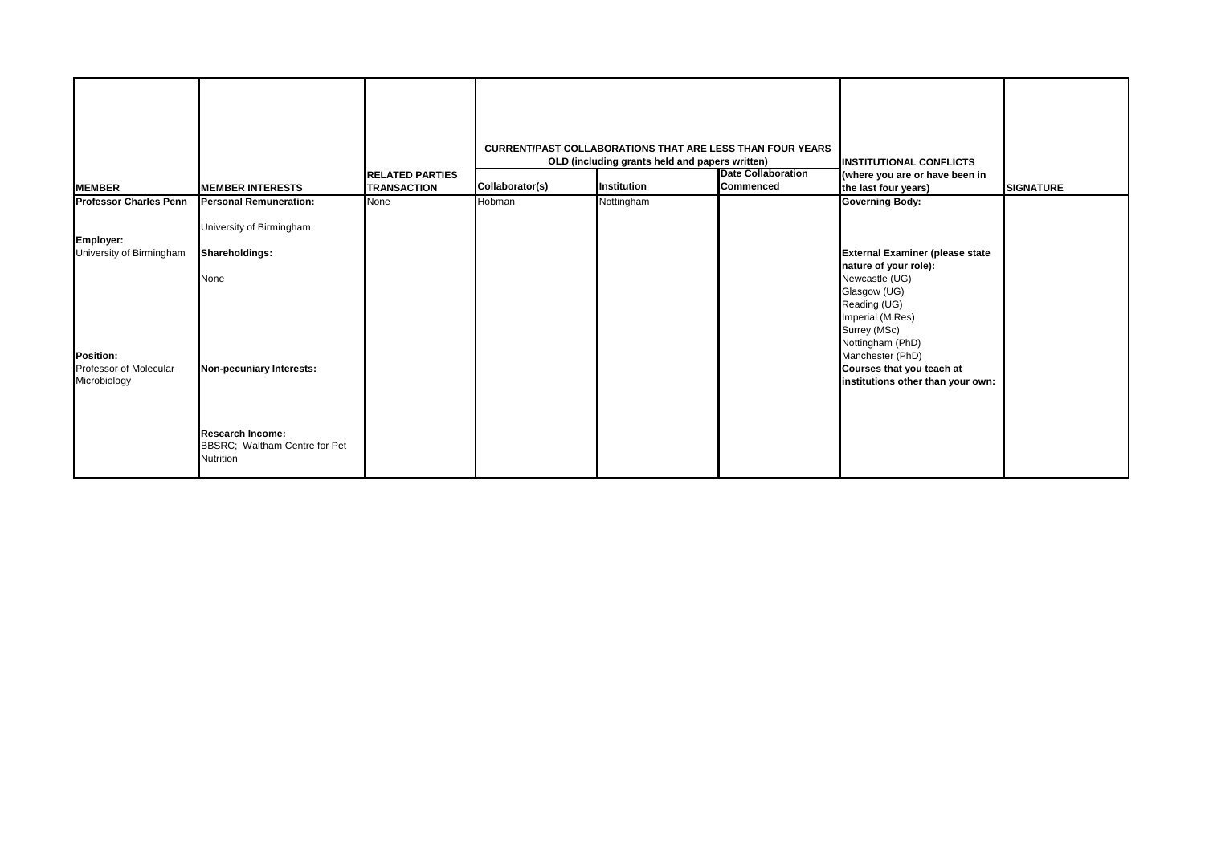| MEMBER | MEMBER INTERESTS | RELATED PARTIES TRANSACTION | CURRENT/PAST COLLABORATIONS THAT ARE LESS THAN FOUR YEARS OLD (including grants held and papers written) | | | INSTITUTIONAL CONFLICTS (where you are or have been in the last four years) | SIGNATURE |
|---|---|---|---|---|---|---|---|
| | | | Collaborator(s) | Institution | Date Collaboration Commenced | | |
| **Professor Charles Penn**<br><br>**Employer:**<br>University of Birmingham<br><br>**Position:**<br>Professor of Molecular Microbiology | **Personal Remuneration:**<br>University of Birmingham<br><br>**Shareholdings:**<br>None<br><br>**Non-pecuniary Interests:**<br><br>**Research Income:**<br>BBSRC; Waltham Centre for Pet Nutrition | None | Hobman | Nottingham | | **Governing Body:**<br><br>**External Examiner (please state nature of your role):**<br>Newcastle (UG)<br>Glasgow (UG)<br>Reading (UG)<br>Imperial (M.Res)<br>Surrey (MSc)<br>Nottingham (PhD)<br>Manchester (PhD)<br>**Courses that you teach at institutions other than your own:** | |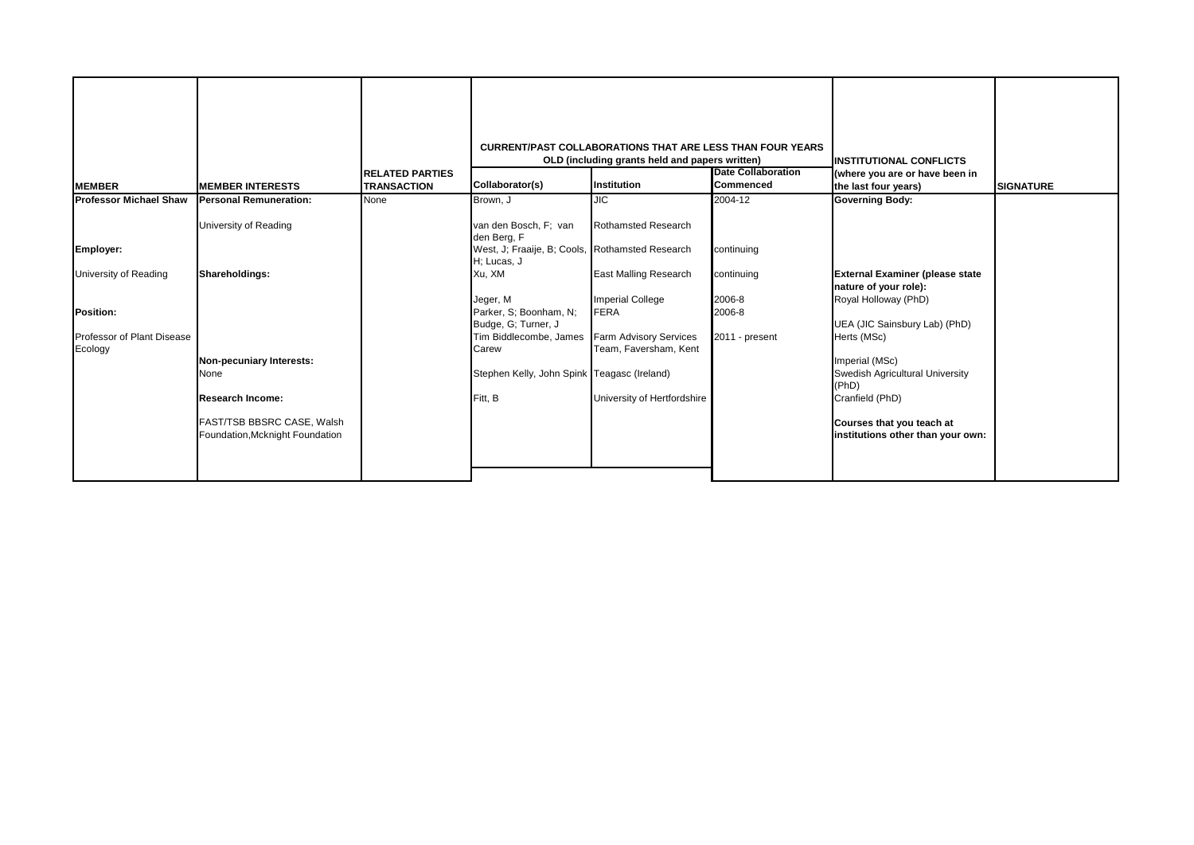| MEMBER | MEMBER INTERESTS | RELATED PARTIES TRANSACTION | CURRENT/PAST COLLABORATIONS THAT ARE LESS THAN FOUR YEARS OLD (including grants held and papers written) | | | INSTITUTIONAL CONFLICTS (where you are or have been in the last four years) | SIGNATURE |
|---|---|---|---|---|---|---|---|
| | | | Collaborator(s) | Institution | Date Collaboration Commenced | | |
| **Professor Michael Shaw** | **Personal Remuneration:** | None | Brown, J | JIC | 2004-12 | **Governing Body:** | |
| | University of Reading | | van den Bosch, F; van den Berg, F | Rothamsted Research | | | |
| **Employer:** | | | West, J; Fraaije, B; Cools, H; Lucas, J | Rothamsted Research | continuing | | |
| University of Reading | **Shareholdings:** | | Xu, XM | East Malling Research | continuing | **External Examiner (please state nature of your role):** | |
| | | | Jeger, M | Imperial College | 2006-8 | Royal Holloway (PhD) | |
| **Position:** | | | Parker, S; Boonham, N; Budge, G; Turner, J | FERA | 2006-8 | UEA (JIC Sainsbury Lab) (PhD) | |
| Professor of Plant Disease Ecology | | | Tim Biddlecombe, James Carew | Farm Advisory Services Team, Faversham, Kent | 2011 - present | Herts (MSc) | |
| | **Non-pecuniary Interests:** | | | | | Imperial (MSc) | |
| | None | | Stephen Kelly, John Spink | Teagasc (Ireland) | | Swedish Agricultural University (PhD) | |
| | **Research Income:** | | Fitt, B | University of Hertfordshire | | Cranfield (PhD) | |
| | FAST/TSB BBSRC CASE, Walsh Foundation,Mcknight Foundation | | | | | **Courses that you teach at institutions other than your own:** | |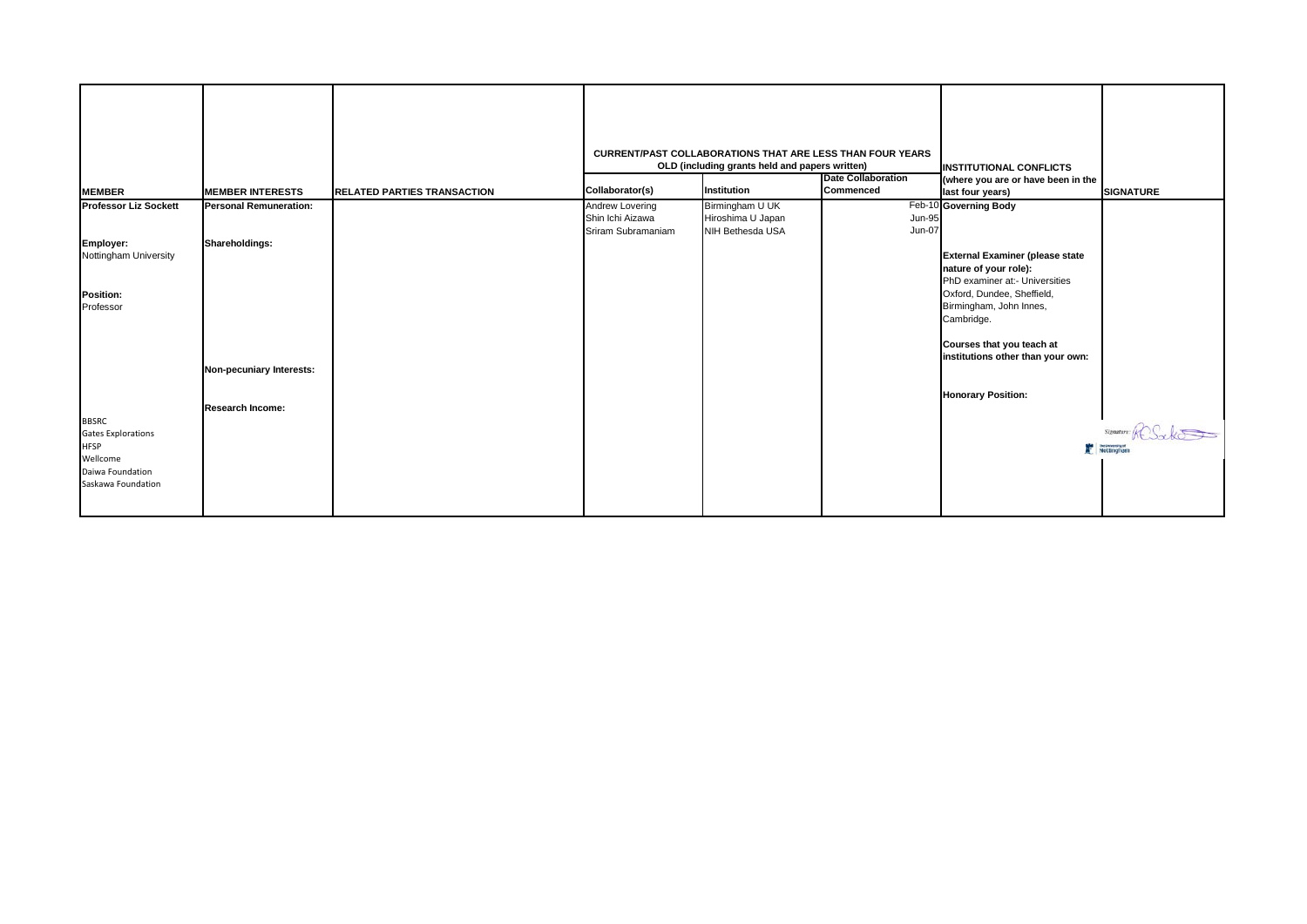| MEMBER | MEMBER INTERESTS | RELATED PARTIES TRANSACTION | CURRENT/PAST COLLABORATIONS THAT ARE LESS THAN FOUR YEARS OLD (including grants held and papers written) | | | INSTITUTIONAL CONFLICTS (where you are or have been in the last four years) | SIGNATURE |
|---|---|---|---|---|---|---|---|
| | | | Collaborator(s) | Institution | Date Collaboration Commenced | | |
| **Professor Liz Sockett** | **Personal Remuneration:** | | Andrew Lovering | Birmingham U UK | Feb-10 | **Governing Body** | |
| | | | Shin Ichi Aizawa | Hiroshima U Japan | Jun-95 | | |
| | | | Sriram Subramaniam | NIH Bethesda USA | Jun-07 | | |
| **Employer:** Nottingham University | **Shareholdings:** | | | | | **External Examiner (please state nature of your role):** PhD examiner at:- Universities Oxford, Dundee, Sheffield, Birmingham, John Innes, Cambridge. | |
| **Position:** Professor | | | | | | | |
| | **Non-pecuniary Interests:** | | | | | **Courses that you teach at institutions other than your own:** | |
| | **Research Income:** | | | | | **Honorary Position:** | |
| BBSRC<br>Gates Explorations<br>HFSP<br>Wellcome<br>Daiwa Foundation<br>Saskawa Foundation | | | | | | | Signature: [signed] |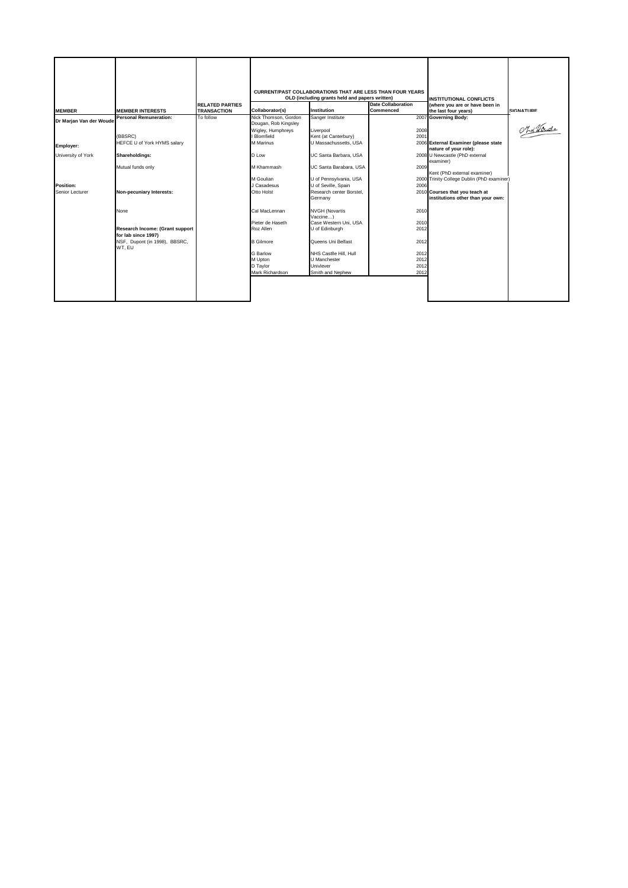| MEMBER | MEMBER INTERESTS | RELATED PARTIES TRANSACTION | CURRENT/PAST COLLABORATIONS THAT ARE LESS THAN FOUR YEARS OLD (including grants held and papers written) | | | INSTITUTIONAL CONFLICTS (where you are or have been in the last four years) | SIGNATURE |
|---|---|---|---|---|---|---|---|
| | | | Collaborator(s) | Institution | Date Collaboration Commenced | | |
| Dr Marjan Van der Woude | Personal Remuneration: | To follow | Nick Thomson, Gordon Dougan, Rob Kingsley | Sanger Institute | 2007 | Governing Body: | M.d.Woude |
| | | | Wigley, Humphreys | Liverpool | 2008 | | |
| | (BBSRC) | | I Blomfield | Kent (at Canterbury) | 2001 | | |
| Employer: | HEFCE U of York HYMS salary | | M Marinus | U Massachussetts, USA | 2006 | External Examiner (please state nature of your role): | |
| University of York | Shareholdings: | | D Low | UC Santa Barbara, USA | 2008 | U Newcastle (PhD external examiner) | |
| | Mutual funds only | | M Khammash | UC Santa Barabara, USA | 2009 | Kent (PhD external examiner) | |
| | | | M Goulian | U of Pennsylvania, USA | 2000 | Trinity College Dublin (PhD examiner) | |
| Position: | | | J Casadesus | U of Seville, Spain | 2006 | | |
| Senior Lecturer | Non-pecuniary Interests: | | Otto Holst | Research center Borstel, Germany | 2010 | Courses that you teach at institutions other than your own: | |
| | None | | Cal MacLennan | NVGH (Novartis Vaccine…) | 2010 | | |
| | | | Pieter de Haseth | Case Western Uni, USA | 2010 | | |
| | Research Income: (Grant support for lab since 1997) | | Roz Allen | U of Edinburgh | 2012 | | |
| | NSF, Dupont (in 1998), BBSRC, WT, EU | | B Gilmore | Queens Uni Belfast | 2012 | | |
| | | | G Barlow | NHS Castlle Hill, Hull | 2012 | | |
| | | | M Upton | U Manchester | 2012 | | |
| | | | D Taylor | Univlever | 2012 | | |
| | | | Mark Richardson | Smith and Nephew | 2012 | | |